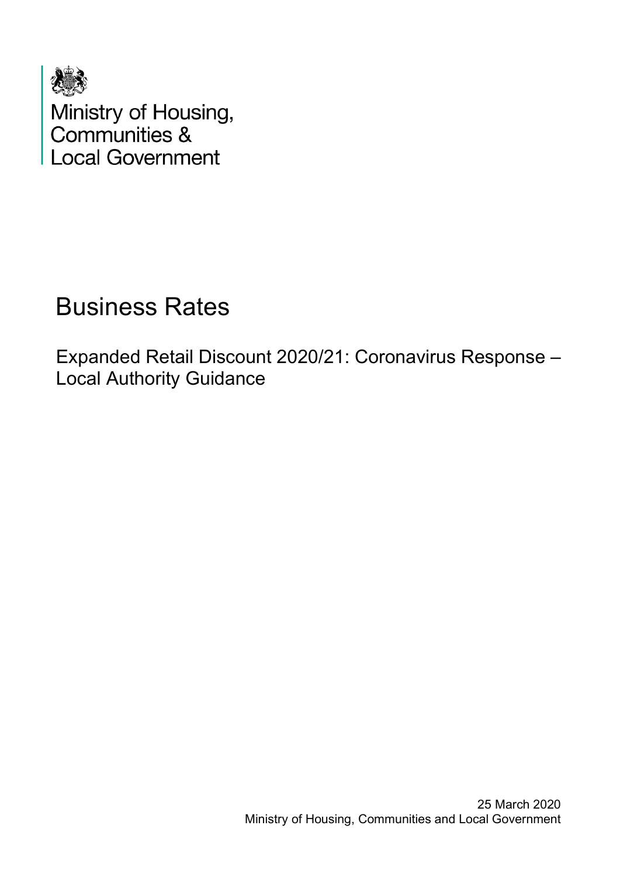Ministry of Housing, Communities & Local Government

# Business Rates

## Expanded Retail Discount 2020/21: Coronavirus Response – Local Authority Guidance

25 March 2020
Ministry of Housing, Communities and Local Government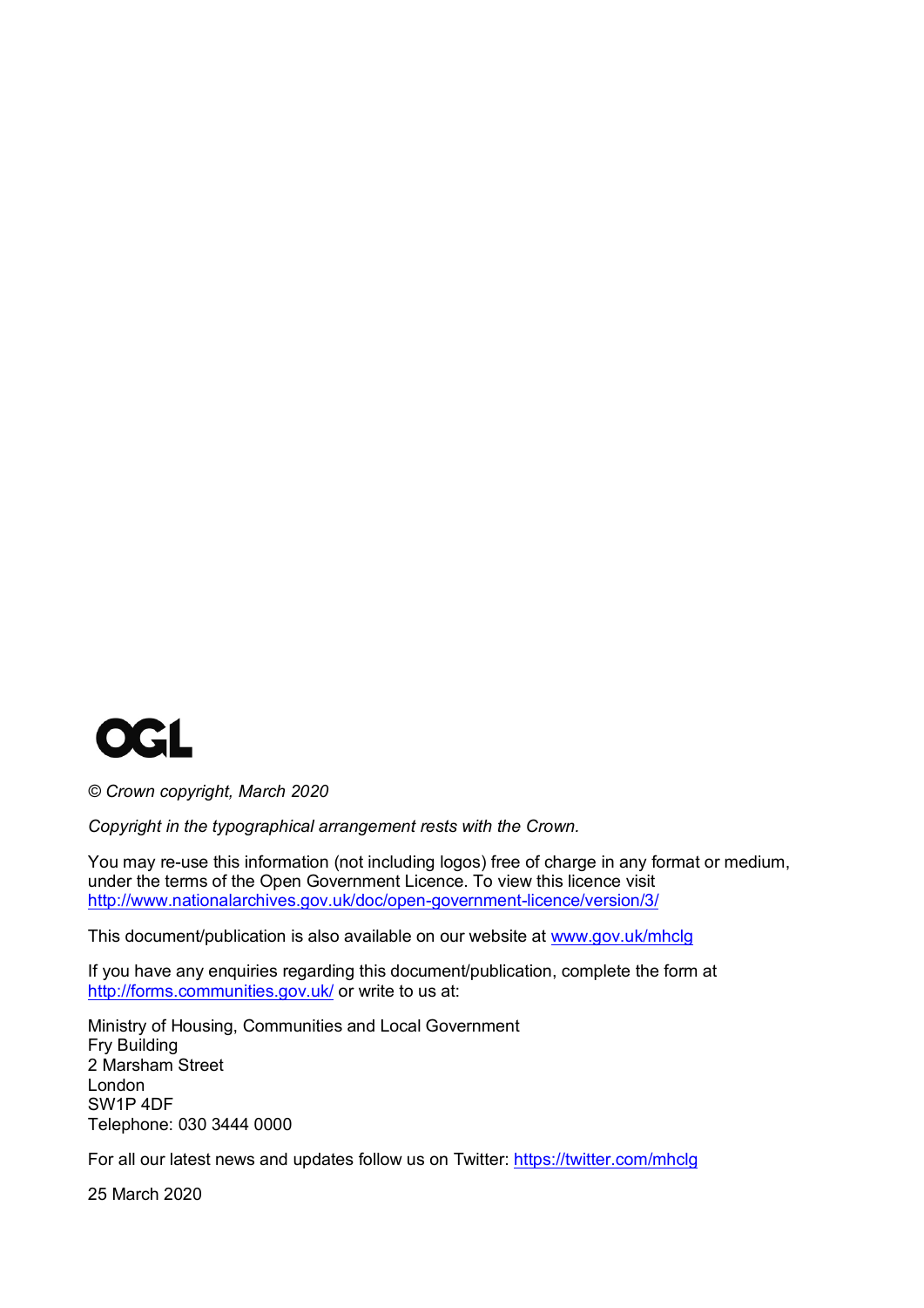OGL

*© Crown copyright, March 2020*

*Copyright in the typographical arrangement rests with the Crown.*

You may re-use this information (not including logos) free of charge in any format or medium, under the terms of the Open Government Licence. To view this licence visit http://www.nationalarchives.gov.uk/doc/open-government-licence/version/3/

This document/publication is also available on our website at www.gov.uk/mhclg

If you have any enquiries regarding this document/publication, complete the form at http://forms.communities.gov.uk/ or write to us at:

Ministry of Housing, Communities and Local Government  
Fry Building  
2 Marsham Street  
London  
SW1P 4DF  
Telephone: 030 3444 0000

For all our latest news and updates follow us on Twitter: https://twitter.com/mhclg

25 March 2020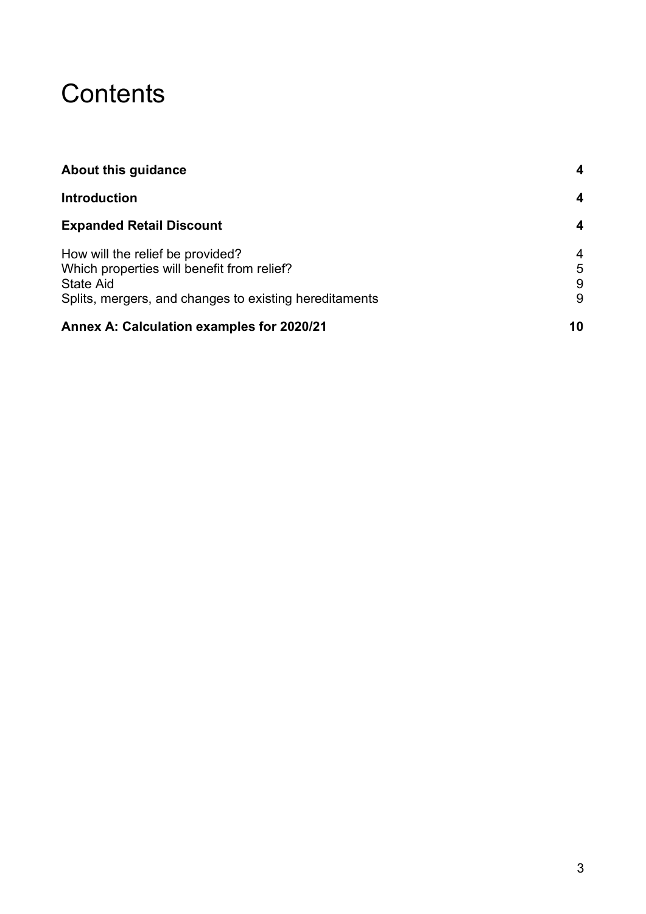# Contents

| | |
|---|---|
| **About this guidance** | **4** |
| **Introduction** | **4** |
| **Expanded Retail Discount** | **4** |
| How will the relief be provided? | 4 |
| Which properties will benefit from relief? | 5 |
| State Aid | 9 |
| Splits, mergers, and changes to existing hereditaments | 9 |
| **Annex A: Calculation examples for 2020/21** | **10** |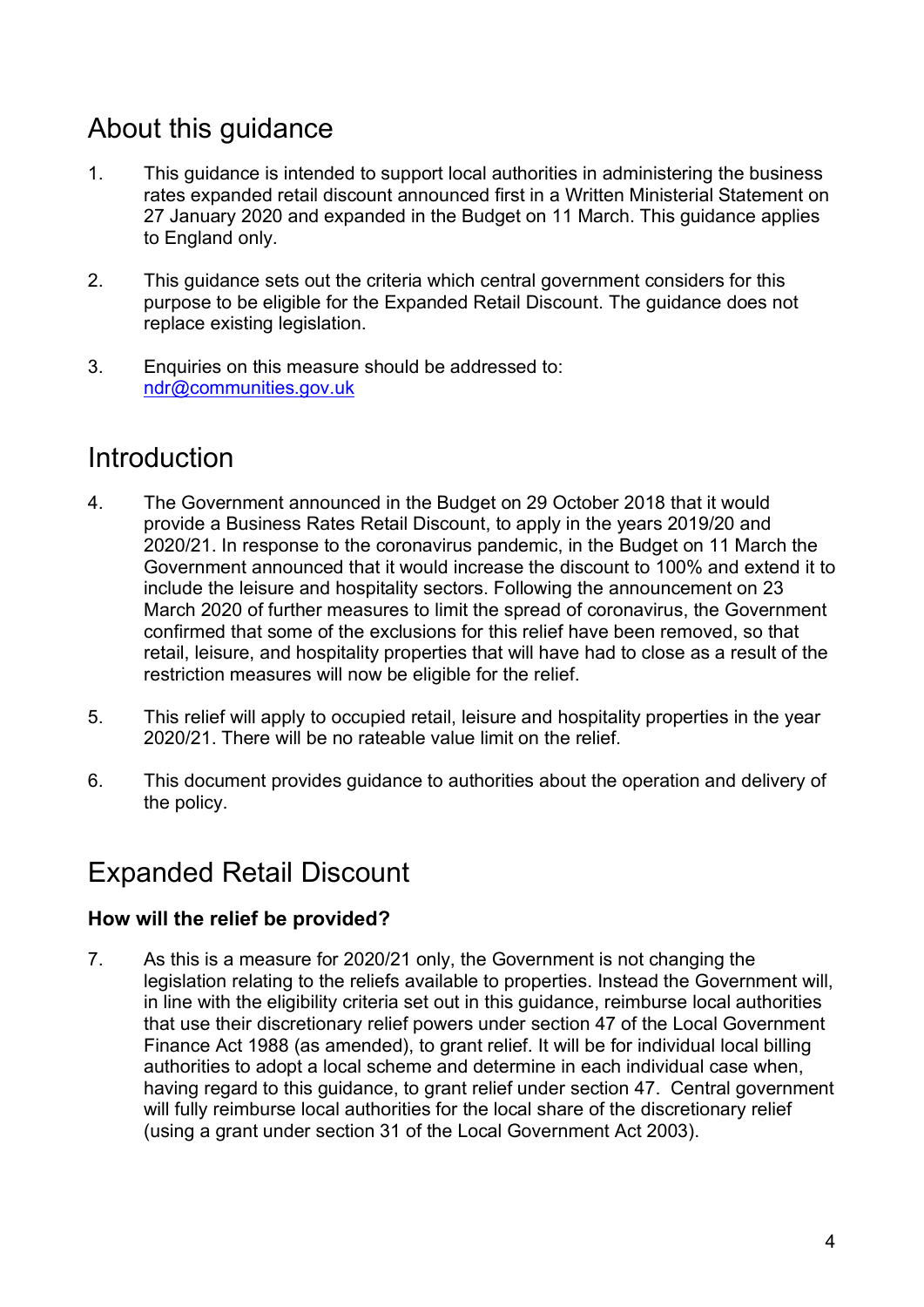## About this guidance

1. This guidance is intended to support local authorities in administering the business rates expanded retail discount announced first in a Written Ministerial Statement on 27 January 2020 and expanded in the Budget on 11 March. This guidance applies to England only.

2. This guidance sets out the criteria which central government considers for this purpose to be eligible for the Expanded Retail Discount. The guidance does not replace existing legislation.

3. Enquiries on this measure should be addressed to: [ndr@communities.gov.uk](mailto:ndr@communities.gov.uk)

## Introduction

4. The Government announced in the Budget on 29 October 2018 that it would provide a Business Rates Retail Discount, to apply in the years 2019/20 and 2020/21. In response to the coronavirus pandemic, in the Budget on 11 March the Government announced that it would increase the discount to 100% and extend it to include the leisure and hospitality sectors. Following the announcement on 23 March 2020 of further measures to limit the spread of coronavirus, the Government confirmed that some of the exclusions for this relief have been removed, so that retail, leisure, and hospitality properties that will have had to close as a result of the restriction measures will now be eligible for the relief.

5. This relief will apply to occupied retail, leisure and hospitality properties in the year 2020/21. There will be no rateable value limit on the relief.

6. This document provides guidance to authorities about the operation and delivery of the policy.

## Expanded Retail Discount

### How will the relief be provided?

7. As this is a measure for 2020/21 only, the Government is not changing the legislation relating to the reliefs available to properties. Instead the Government will, in line with the eligibility criteria set out in this guidance, reimburse local authorities that use their discretionary relief powers under section 47 of the Local Government Finance Act 1988 (as amended), to grant relief. It will be for individual local billing authorities to adopt a local scheme and determine in each individual case when, having regard to this guidance, to grant relief under section 47. Central government will fully reimburse local authorities for the local share of the discretionary relief (using a grant under section 31 of the Local Government Act 2003).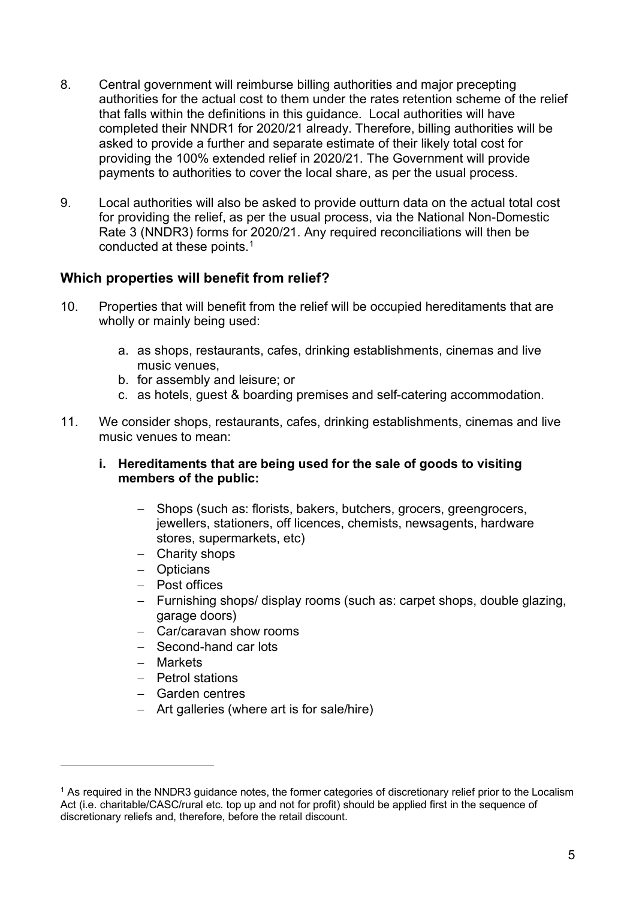8. Central government will reimburse billing authorities and major precepting authorities for the actual cost to them under the rates retention scheme of the relief that falls within the definitions in this guidance. Local authorities will have completed their NNDR1 for 2020/21 already. Therefore, billing authorities will be asked to provide a further and separate estimate of their likely total cost for providing the 100% extended relief in 2020/21. The Government will provide payments to authorities to cover the local share, as per the usual process.

9. Local authorities will also be asked to provide outturn data on the actual total cost for providing the relief, as per the usual process, via the National Non-Domestic Rate 3 (NNDR3) forms for 2020/21. Any required reconciliations will then be conducted at these points.[1]

## Which properties will benefit from relief?

10. Properties that will benefit from the relief will be occupied hereditaments that are wholly or mainly being used:

    a. as shops, restaurants, cafes, drinking establishments, cinemas and live music venues,
    b. for assembly and leisure; or
    c. as hotels, guest & boarding premises and self-catering accommodation.

11. We consider shops, restaurants, cafes, drinking establishments, cinemas and live music venues to mean:

    **i. Hereditaments that are being used for the sale of goods to visiting members of the public:**

    - Shops (such as: florists, bakers, butchers, grocers, greengrocers, jewellers, stationers, off licences, chemists, newsagents, hardware stores, supermarkets, etc)
    - Charity shops
    - Opticians
    - Post offices
    - Furnishing shops/ display rooms (such as: carpet shops, double glazing, garage doors)
    - Car/caravan show rooms
    - Second-hand car lots
    - Markets
    - Petrol stations
    - Garden centres
    - Art galleries (where art is for sale/hire)

---

[1] As required in the NNDR3 guidance notes, the former categories of discretionary relief prior to the Localism Act (i.e. charitable/CASC/rural etc. top up and not for profit) should be applied first in the sequence of discretionary reliefs and, therefore, before the retail discount.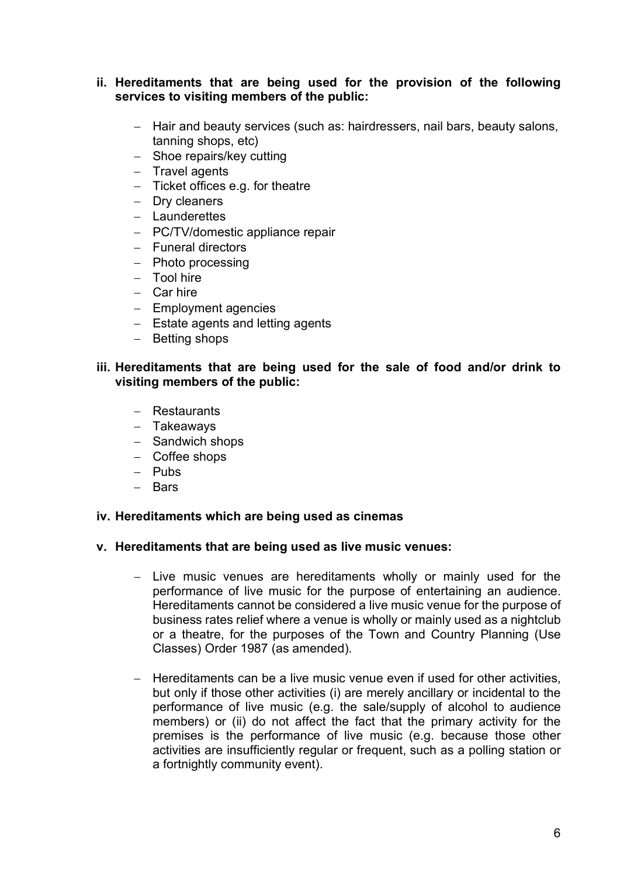**ii. Hereditaments that are being used for the provision of the following services to visiting members of the public:**

- Hair and beauty services (such as: hairdressers, nail bars, beauty salons, tanning shops, etc)
- Shoe repairs/key cutting
- Travel agents
- Ticket offices e.g. for theatre
- Dry cleaners
- Launderettes
- PC/TV/domestic appliance repair
- Funeral directors
- Photo processing
- Tool hire
- Car hire
- Employment agencies
- Estate agents and letting agents
- Betting shops

**iii. Hereditaments that are being used for the sale of food and/or drink to visiting members of the public:**

- Restaurants
- Takeaways
- Sandwich shops
- Coffee shops
- Pubs
- Bars

**iv. Hereditaments which are being used as cinemas**

**v. Hereditaments that are being used as live music venues:**

- Live music venues are hereditaments wholly or mainly used for the performance of live music for the purpose of entertaining an audience. Hereditaments cannot be considered a live music venue for the purpose of business rates relief where a venue is wholly or mainly used as a nightclub or a theatre, for the purposes of the Town and Country Planning (Use Classes) Order 1987 (as amended).

- Hereditaments can be a live music venue even if used for other activities, but only if those other activities (i) are merely ancillary or incidental to the performance of live music (e.g. the sale/supply of alcohol to audience members) or (ii) do not affect the fact that the primary activity for the premises is the performance of live music (e.g. because those other activities are insufficiently regular or frequent, such as a polling station or a fortnightly community event).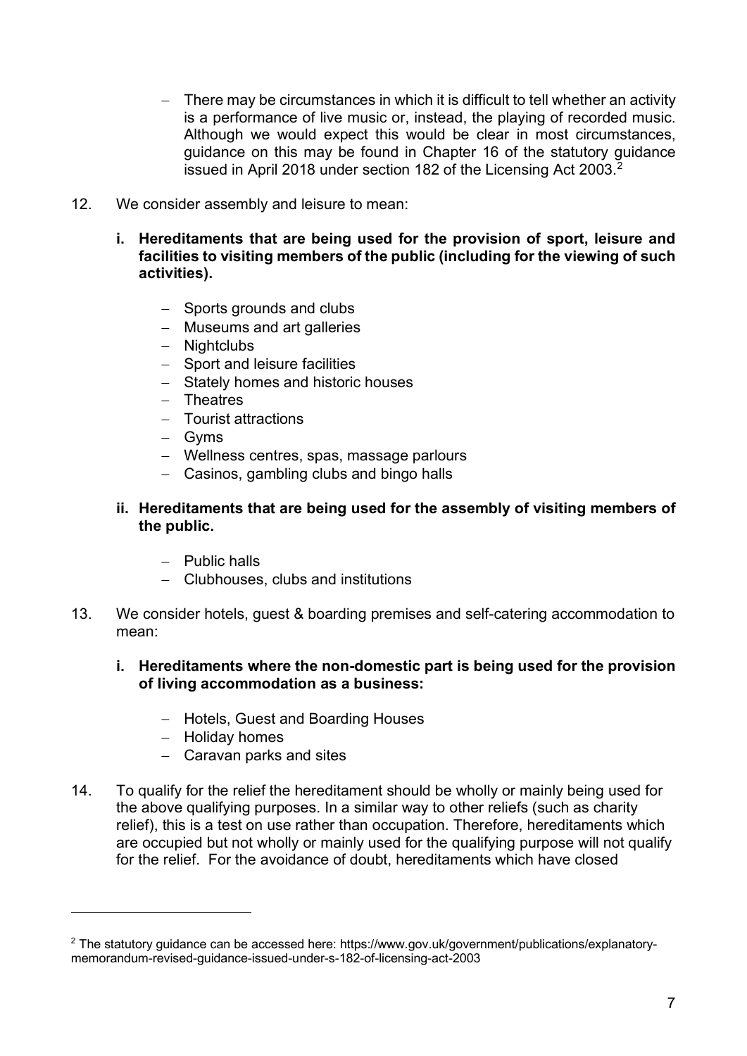- There may be circumstances in which it is difficult to tell whether an activity is a performance of live music or, instead, the playing of recorded music. Although we would expect this would be clear in most circumstances, guidance on this may be found in Chapter 16 of the statutory guidance issued in April 2018 under section 182 of the Licensing Act 2003.[2]

12. We consider assembly and leisure to mean:

    **i. Hereditaments that are being used for the provision of sport, leisure and facilities to visiting members of the public (including for the viewing of such activities).**

    - Sports grounds and clubs
    - Museums and art galleries
    - Nightclubs
    - Sport and leisure facilities
    - Stately homes and historic houses
    - Theatres
    - Tourist attractions
    - Gyms
    - Wellness centres, spas, massage parlours
    - Casinos, gambling clubs and bingo halls

    **ii. Hereditaments that are being used for the assembly of visiting members of the public.**

    - Public halls
    - Clubhouses, clubs and institutions

13. We consider hotels, guest & boarding premises and self-catering accommodation to mean:

    **i. Hereditaments where the non-domestic part is being used for the provision of living accommodation as a business:**

    - Hotels, Guest and Boarding Houses
    - Holiday homes
    - Caravan parks and sites

14. To qualify for the relief the hereditament should be wholly or mainly being used for the above qualifying purposes. In a similar way to other reliefs (such as charity relief), this is a test on use rather than occupation. Therefore, hereditaments which are occupied but not wholly or mainly used for the qualifying purpose will not qualify for the relief. For the avoidance of doubt, hereditaments which have closed

---

[2] The statutory guidance can be accessed here: https://www.gov.uk/government/publications/explanatory-memorandum-revised-guidance-issued-under-s-182-of-licensing-act-2003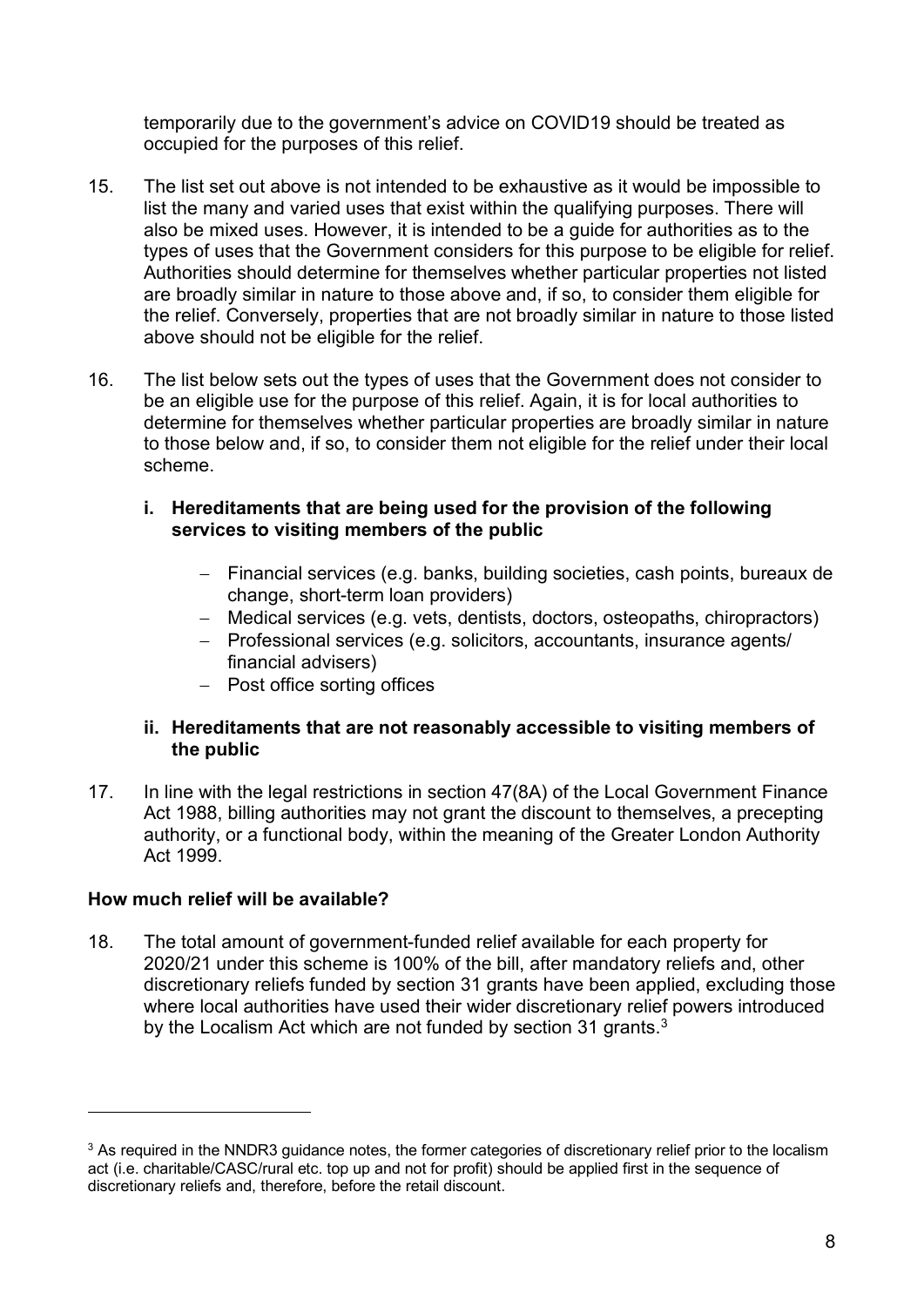temporarily due to the government's advice on COVID19 should be treated as occupied for the purposes of this relief.

15. The list set out above is not intended to be exhaustive as it would be impossible to list the many and varied uses that exist within the qualifying purposes. There will also be mixed uses. However, it is intended to be a guide for authorities as to the types of uses that the Government considers for this purpose to be eligible for relief. Authorities should determine for themselves whether particular properties not listed are broadly similar in nature to those above and, if so, to consider them eligible for the relief. Conversely, properties that are not broadly similar in nature to those listed above should not be eligible for the relief.

16. The list below sets out the types of uses that the Government does not consider to be an eligible use for the purpose of this relief. Again, it is for local authorities to determine for themselves whether particular properties are broadly similar in nature to those below and, if so, to consider them not eligible for the relief under their local scheme.

**i. Hereditaments that are being used for the provision of the following services to visiting members of the public**

- Financial services (e.g. banks, building societies, cash points, bureaux de change, short-term loan providers)
- Medical services (e.g. vets, dentists, doctors, osteopaths, chiropractors)
- Professional services (e.g. solicitors, accountants, insurance agents/ financial advisers)
- Post office sorting offices

**ii. Hereditaments that are not reasonably accessible to visiting members of the public**

17. In line with the legal restrictions in section 47(8A) of the Local Government Finance Act 1988, billing authorities may not grant the discount to themselves, a precepting authority, or a functional body, within the meaning of the Greater London Authority Act 1999.

**How much relief will be available?**

18. The total amount of government-funded relief available for each property for 2020/21 under this scheme is 100% of the bill, after mandatory reliefs and, other discretionary reliefs funded by section 31 grants have been applied, excluding those where local authorities have used their wider discretionary relief powers introduced by the Localism Act which are not funded by section 31 grants.[3]

---

[3] As required in the NNDR3 guidance notes, the former categories of discretionary relief prior to the localism act (i.e. charitable/CASC/rural etc. top up and not for profit) should be applied first in the sequence of discretionary reliefs and, therefore, before the retail discount.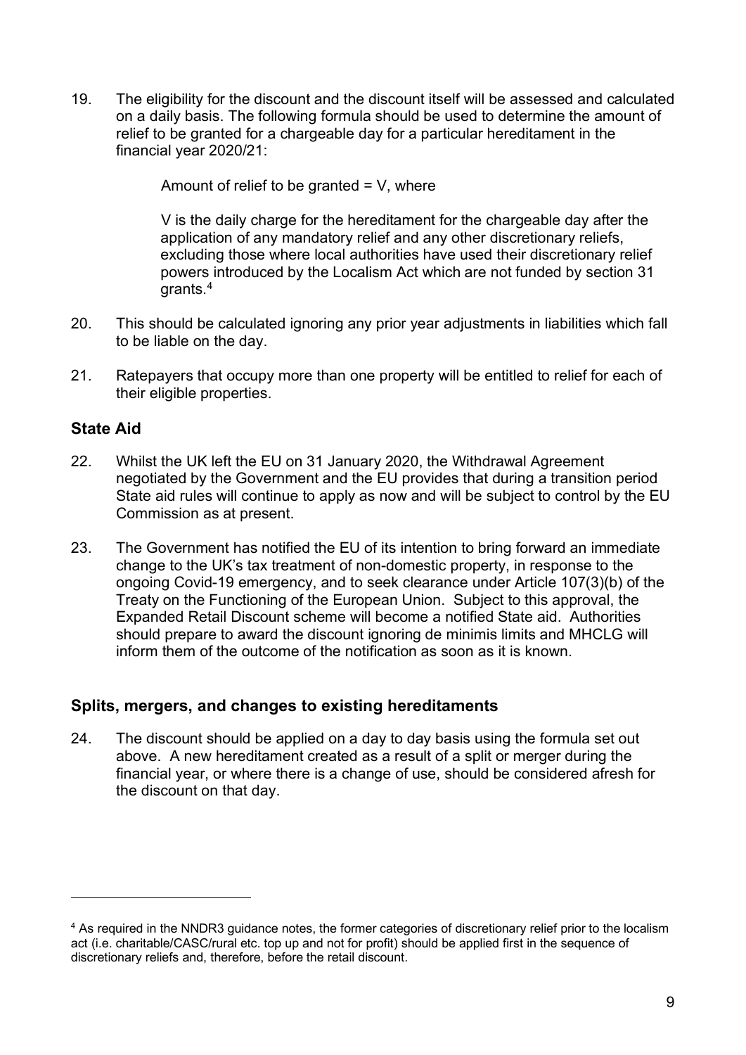19. The eligibility for the discount and the discount itself will be assessed and calculated on a daily basis. The following formula should be used to determine the amount of relief to be granted for a chargeable day for a particular hereditament in the financial year 2020/21:

    Amount of relief to be granted = V, where

    V is the daily charge for the hereditament for the chargeable day after the application of any mandatory relief and any other discretionary reliefs, excluding those where local authorities have used their discretionary relief powers introduced by the Localism Act which are not funded by section 31 grants.[4]

20. This should be calculated ignoring any prior year adjustments in liabilities which fall to be liable on the day.

21. Ratepayers that occupy more than one property will be entitled to relief for each of their eligible properties.

## State Aid

22. Whilst the UK left the EU on 31 January 2020, the Withdrawal Agreement negotiated by the Government and the EU provides that during a transition period State aid rules will continue to apply as now and will be subject to control by the EU Commission as at present.

23. The Government has notified the EU of its intention to bring forward an immediate change to the UK's tax treatment of non-domestic property, in response to the ongoing Covid-19 emergency, and to seek clearance under Article 107(3)(b) of the Treaty on the Functioning of the European Union. Subject to this approval, the Expanded Retail Discount scheme will become a notified State aid. Authorities should prepare to award the discount ignoring de minimis limits and MHCLG will inform them of the outcome of the notification as soon as it is known.

## Splits, mergers, and changes to existing hereditaments

24. The discount should be applied on a day to day basis using the formula set out above. A new hereditament created as a result of a split or merger during the financial year, or where there is a change of use, should be considered afresh for the discount on that day.

---

[4] As required in the NNDR3 guidance notes, the former categories of discretionary relief prior to the localism act (i.e. charitable/CASC/rural etc. top up and not for profit) should be applied first in the sequence of discretionary reliefs and, therefore, before the retail discount.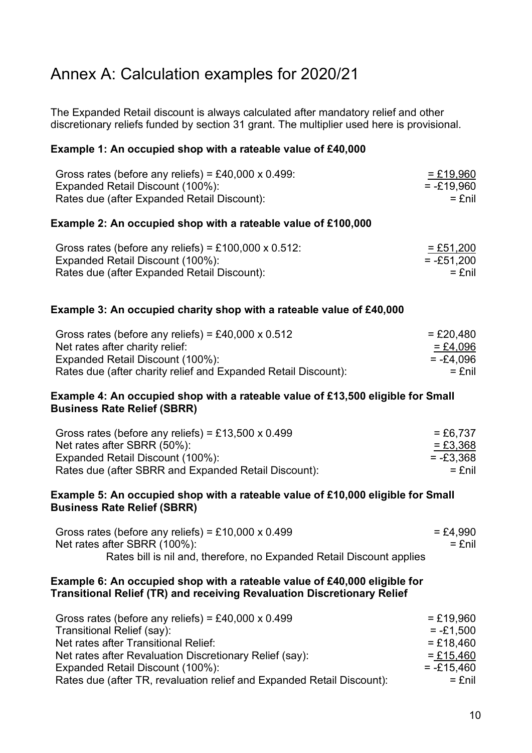# Annex A: Calculation examples for 2020/21

The Expanded Retail discount is always calculated after mandatory relief and other discretionary reliefs funded by section 31 grant. The multiplier used here is provisional.

**Example 1: An occupied shop with a rateable value of £40,000**

| | |
|---|---|
| Gross rates (before any reliefs) = £40,000 x 0.499: | = £19,960 |
| Expanded Retail Discount (100%): | = -£19,960 |
| Rates due (after Expanded Retail Discount): | = £nil |

**Example 2: An occupied shop with a rateable value of £100,000**

| | |
|---|---|
| Gross rates (before any reliefs) = £100,000 x 0.512: | = £51,200 |
| Expanded Retail Discount (100%): | = -£51,200 |
| Rates due (after Expanded Retail Discount): | = £nil |

**Example 3: An occupied charity shop with a rateable value of £40,000**

| | |
|---|---|
| Gross rates (before any reliefs) = £40,000 x 0.512 | = £20,480 |
| Net rates after charity relief: | = £4,096 |
| Expanded Retail Discount (100%): | = -£4,096 |
| Rates due (after charity relief and Expanded Retail Discount): | = £nil |

**Example 4: An occupied shop with a rateable value of £13,500 eligible for Small Business Rate Relief (SBRR)**

| | |
|---|---|
| Gross rates (before any reliefs) = £13,500 x 0.499 | = £6,737 |
| Net rates after SBRR (50%): | = £3,368 |
| Expanded Retail Discount (100%): | = -£3,368 |
| Rates due (after SBRR and Expanded Retail Discount): | = £nil |

**Example 5: An occupied shop with a rateable value of £10,000 eligible for Small Business Rate Relief (SBRR)**

| | |
|---|---|
| Gross rates (before any reliefs) = £10,000 x 0.499 | = £4,990 |
| Net rates after SBRR (100%): | = £nil |

Rates bill is nil and, therefore, no Expanded Retail Discount applies

**Example 6: An occupied shop with a rateable value of £40,000 eligible for Transitional Relief (TR) and receiving Revaluation Discretionary Relief**

| | |
|---|---|
| Gross rates (before any reliefs) = £40,000 x 0.499 | = £19,960 |
| Transitional Relief (say): | = -£1,500 |
| Net rates after Transitional Relief: | = £18,460 |
| Net rates after Revaluation Discretionary Relief (say): | = £15,460 |
| Expanded Retail Discount (100%): | = -£15,460 |
| Rates due (after TR, revaluation relief and Expanded Retail Discount): | = £nil |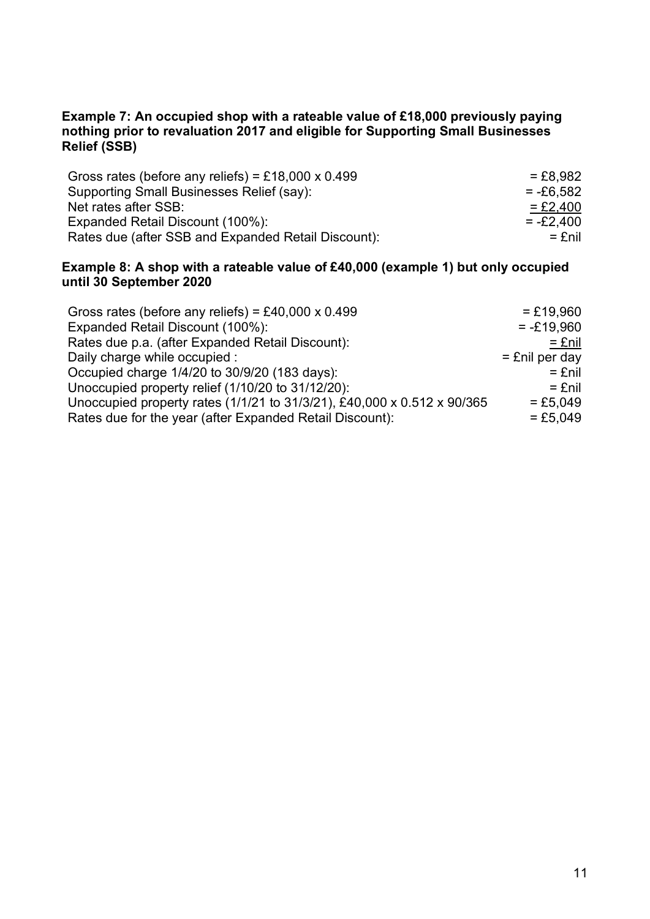**Example 7: An occupied shop with a rateable value of £18,000 previously paying nothing prior to revaluation 2017 and eligible for Supporting Small Businesses Relief (SSB)**

| | |
|---|---|
| Gross rates (before any reliefs) = £18,000 x 0.499 | = £8,982 |
| Supporting Small Businesses Relief (say): | = -£6,582 |
| Net rates after SSB: | = £2,400 |
| Expanded Retail Discount (100%): | = -£2,400 |
| Rates due (after SSB and Expanded Retail Discount): | = £nil |

**Example 8: A shop with a rateable value of £40,000 (example 1) but only occupied until 30 September 2020**

| | |
|---|---|
| Gross rates (before any reliefs) = £40,000 x 0.499 | = £19,960 |
| Expanded Retail Discount (100%): | = -£19,960 |
| Rates due p.a. (after Expanded Retail Discount): | = £nil |
| Daily charge while occupied : | = £nil per day |
| Occupied charge 1/4/20 to 30/9/20 (183 days): | = £nil |
| Unoccupied property relief (1/10/20 to 31/12/20): | = £nil |
| Unoccupied property rates (1/1/21 to 31/3/21), £40,000 x 0.512 x 90/365 | = £5,049 |
| Rates due for the year (after Expanded Retail Discount): | = £5,049 |